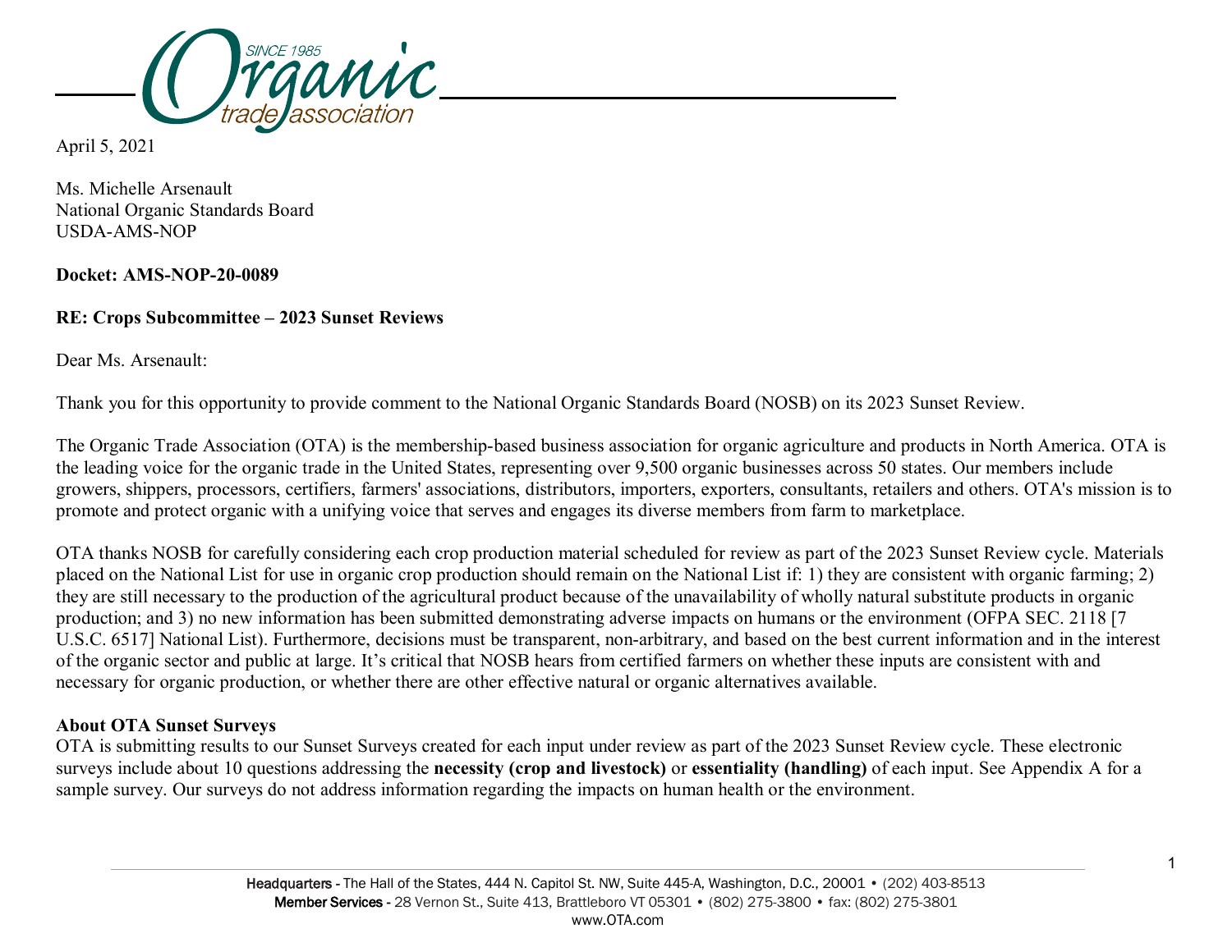April 5, 2021

Ms. Michelle Arsenault
National Organic Standards Board
USDA-AMS-NOP

**Docket: AMS-NOP-20-0089**

**RE: Crops Subcommittee – 2023 Sunset Reviews**

Dear Ms. Arsenault:

Thank you for this opportunity to provide comment to the National Organic Standards Board (NOSB) on its 2023 Sunset Review.

The Organic Trade Association (OTA) is the membership-based business association for organic agriculture and products in North America. OTA is the leading voice for the organic trade in the United States, representing over 9,500 organic businesses across 50 states. Our members include growers, shippers, processors, certifiers, farmers' associations, distributors, importers, exporters, consultants, retailers and others. OTA's mission is to promote and protect organic with a unifying voice that serves and engages its diverse members from farm to marketplace.

OTA thanks NOSB for carefully considering each crop production material scheduled for review as part of the 2023 Sunset Review cycle. Materials placed on the National List for use in organic crop production should remain on the National List if: 1) they are consistent with organic farming; 2) they are still necessary to the production of the agricultural product because of the unavailability of wholly natural substitute products in organic production; and 3) no new information has been submitted demonstrating adverse impacts on humans or the environment (OFPA SEC. 2118 [7 U.S.C. 6517] National List). Furthermore, decisions must be transparent, non-arbitrary, and based on the best current information and in the interest of the organic sector and public at large. It's critical that NOSB hears from certified farmers on whether these inputs are consistent with and necessary for organic production, or whether there are other effective natural or organic alternatives available.

**About OTA Sunset Surveys**

OTA is submitting results to our Sunset Surveys created for each input under review as part of the 2023 Sunset Review cycle. These electronic surveys include about 10 questions addressing the **necessity (crop and livestock)** or **essentiality (handling)** of each input. See Appendix A for a sample survey. Our surveys do not address information regarding the impacts on human health or the environment.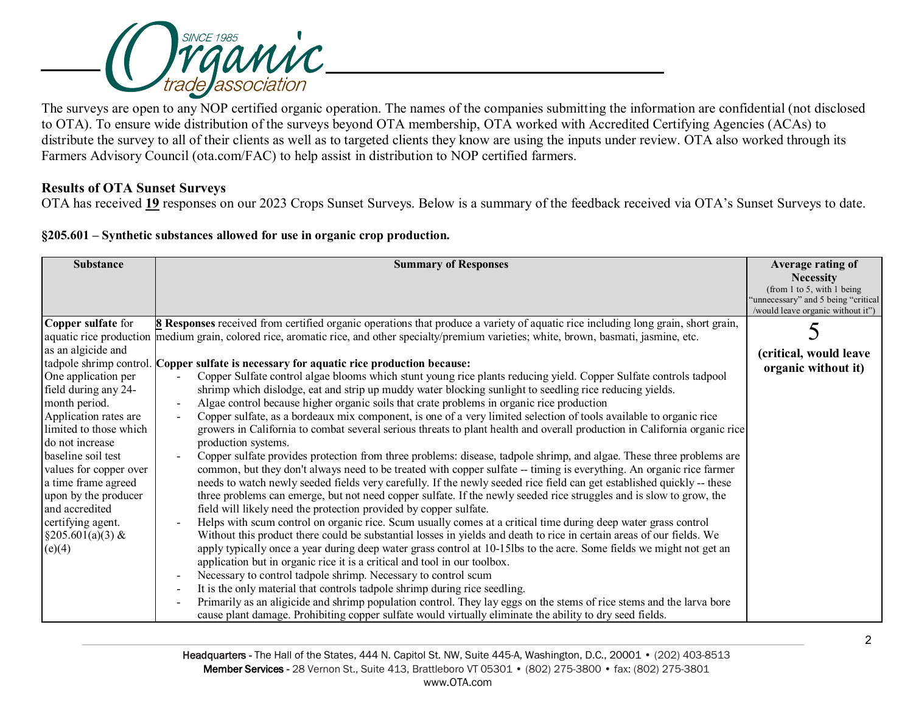The surveys are open to any NOP certified organic operation. The names of the companies submitting the information are confidential (not disclosed to OTA). To ensure wide distribution of the surveys beyond OTA membership, OTA worked with Accredited Certifying Agencies (ACAs) to distribute the survey to all of their clients as well as to targeted clients they know are using the inputs under review. OTA also worked through its Farmers Advisory Council (ota.com/FAC) to help assist in distribution to NOP certified farmers.

**Results of OTA Sunset Surveys**

OTA has received **19** responses on our 2023 Crops Sunset Surveys. Below is a summary of the feedback received via OTA's Sunset Surveys to date.

**§205.601 – Synthetic substances allowed for use in organic crop production.**

| Substance | Summary of Responses | Average rating of Necessity (from 1 to 5, with 1 being "unnecessary" and 5 being "critical /would leave organic without it") |
|---|---|---|
| **Copper sulfate** for aquatic rice production as an algicide and tadpole shrimp control. One application per field during any 24-month period. Application rates are limited to those which do not increase baseline soil test values for copper over a time frame agreed upon by the producer and accredited certifying agent. §205.601(a)(3) & (e)(4) | **8 Responses** received from certified organic operations that produce a variety of aquatic rice including long grain, short grain, medium grain, colored rice, aromatic rice, and other specialty/premium varieties; white, brown, basmati, jasmine, etc.<br><br>**Copper sulfate is necessary for aquatic rice production because:**<br>- Copper Sulfate control algae blooms which stunt young rice plants reducing yield. Copper Sulfate controls tadpool shrimp which dislodge, eat and strip up muddy water blocking sunlight to seedling rice reducing yields.<br>- Algae control because higher organic soils that crate problems in organic rice production<br>- Copper sulfate, as a bordeaux mix component, is one of a very limited selection of tools available to organic rice growers in California to combat several serious threats to plant health and overall production in California organic rice production systems.<br>- Copper sulfate provides protection from three problems: disease, tadpole shrimp, and algae. These three problems are common, but they don't always need to be treated with copper sulfate -- timing is everything. An organic rice farmer needs to watch newly seeded fields very carefully. If the newly seeded rice field can get established quickly -- these three problems can emerge, but not need copper sulfate. If the newly seeded rice struggles and is slow to grow, the field will likely need the protection provided by copper sulfate.<br>- Helps with scum control on organic rice. Scum usually comes at a critical time during deep water grass control Without this product there could be substantial losses in yields and death to rice in certain areas of our fields. We apply typically once a year during deep water grass control at 10-15lbs to the acre. Some fields we might not get an application but in organic rice it is a critical and tool in our toolbox.<br>- Necessary to control tadpole shrimp. Necessary to control scum<br>- It is the only material that controls tadpole shrimp during rice seedling.<br>- Primarily as an aligicide and shrimp population control. They lay eggs on the stems of rice stems and the larva bore cause plant damage. Prohibiting copper sulfate would virtually eliminate the ability to dry seed fields. | 5<br>**(critical, would leave organic without it)** |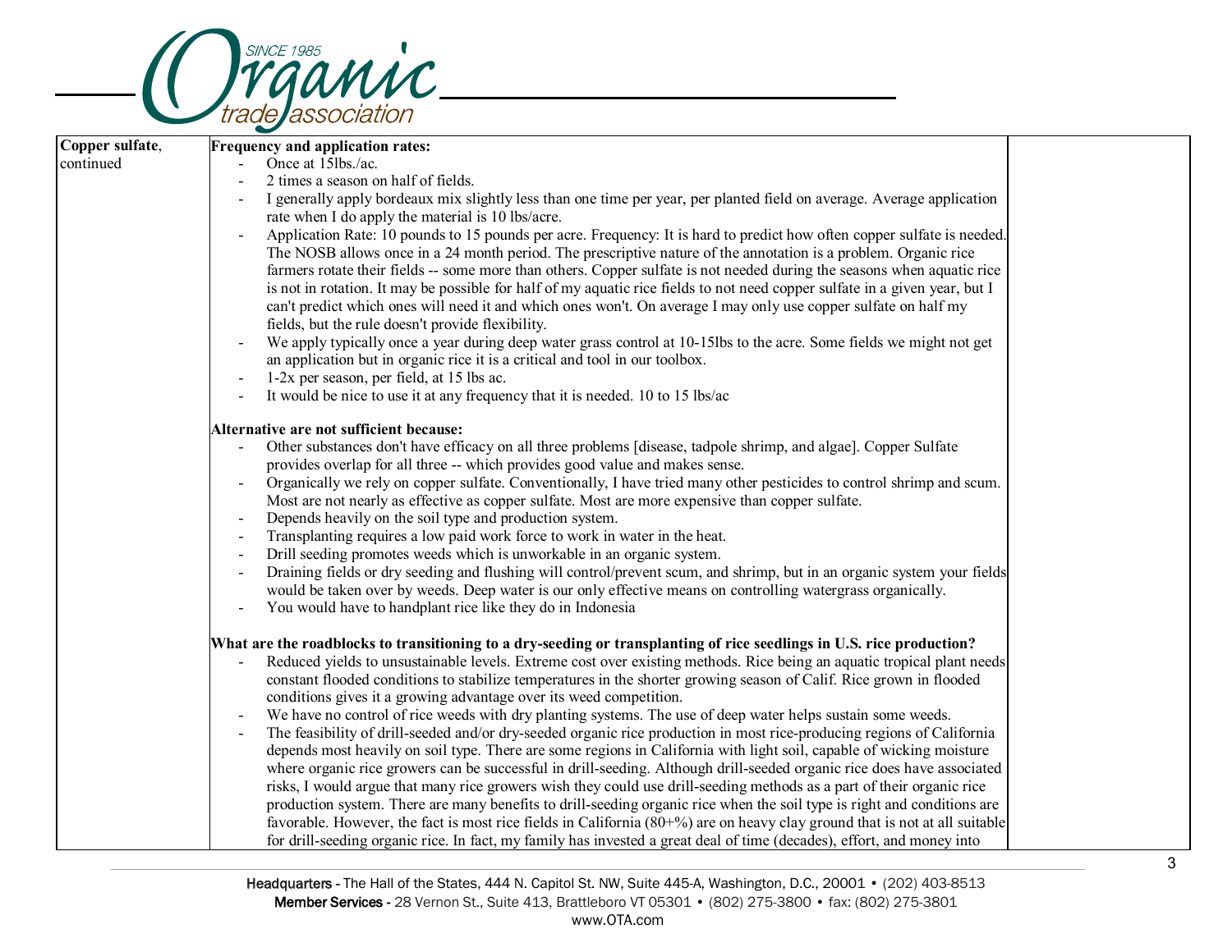| | | |
|---|---|---|
| Copper sulfate, continued | **Frequency and application rates:**<br>- Once at 15lbs./ac.<br>- 2 times a season on half of fields.<br>- I generally apply bordeaux mix slightly less than one time per year, per planted field on average. Average application rate when I do apply the material is 10 lbs/acre.<br>- Application Rate: 10 pounds to 15 pounds per acre. Frequency: It is hard to predict how often copper sulfate is needed. The NOSB allows once in a 24 month period. The prescriptive nature of the annotation is a problem. Organic rice farmers rotate their fields -- some more than others. Copper sulfate is not needed during the seasons when aquatic rice is not in rotation. It may be possible for half of my aquatic rice fields to not need copper sulfate in a given year, but I can't predict which ones will need it and which ones won't. On average I may only use copper sulfate on half my fields, but the rule doesn't provide flexibility.<br>- We apply typically once a year during deep water grass control at 10-15lbs to the acre. Some fields we might not get an application but in organic rice it is a critical and tool in our toolbox.<br>- 1-2x per season, per field, at 15 lbs ac.<br>- It would be nice to use it at any frequency that it is needed. 10 to 15 lbs/ac<br><br>**Alternative are not sufficient because:**<br>- Other substances don't have efficacy on all three problems [disease, tadpole shrimp, and algae]. Copper Sulfate provides overlap for all three -- which provides good value and makes sense.<br>- Organically we rely on copper sulfate. Conventionally, I have tried many other pesticides to control shrimp and scum. Most are not nearly as effective as copper sulfate. Most are more expensive than copper sulfate.<br>- Depends heavily on the soil type and production system.<br>- Transplanting requires a low paid work force to work in water in the heat.<br>- Drill seeding promotes weeds which is unworkable in an organic system.<br>- Draining fields or dry seeding and flushing will control/prevent scum, and shrimp, but in an organic system your fields would be taken over by weeds. Deep water is our only effective means on controlling watergrass organically.<br>- You would have to handplant rice like they do in Indonesia<br><br>**What are the roadblocks to transitioning to a dry-seeding or transplanting of rice seedlings in U.S. rice production?**<br>- Reduced yields to unsustainable levels. Extreme cost over existing methods. Rice being an aquatic tropical plant needs constant flooded conditions to stabilize temperatures in the shorter growing season of Calif. Rice grown in flooded conditions gives it a growing advantage over its weed competition.<br>- We have no control of rice weeds with dry planting systems. The use of deep water helps sustain some weeds.<br>- The feasibility of drill-seeded and/or dry-seeded organic rice production in most rice-producing regions of California depends most heavily on soil type. There are some regions in California with light soil, capable of wicking moisture where organic rice growers can be successful in drill-seeding. Although drill-seeded organic rice does have associated risks, I would argue that many rice growers wish they could use drill-seeding methods as a part of their organic rice production system. There are many benefits to drill-seeding organic rice when the soil type is right and conditions are favorable. However, the fact is most rice fields in California (80+%) are on heavy clay ground that is not at all suitable for drill-seeding organic rice. In fact, my family has invested a great deal of time (decades), effort, and money into | |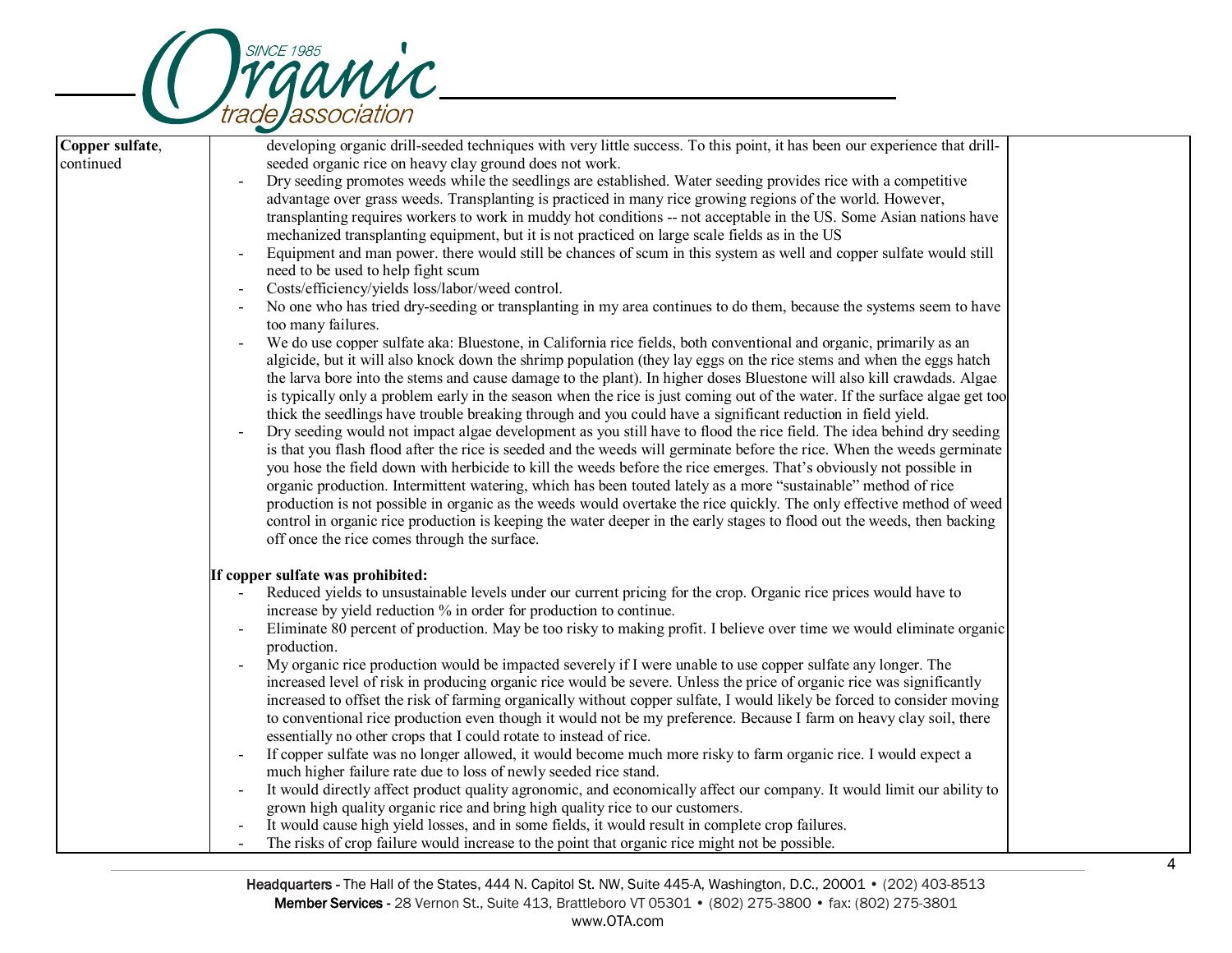| Copper sulfate, continued | developing organic drill-seeded techniques with very little success. To this point, it has been our experience that drill-seeded organic rice on heavy clay ground does not work.<br>- Dry seeding promotes weeds while the seedlings are established. Water seeding provides rice with a competitive advantage over grass weeds. Transplanting is practiced in many rice growing regions of the world. However, transplanting requires workers to work in muddy hot conditions -- not acceptable in the US. Some Asian nations have mechanized transplanting equipment, but it is not practiced on large scale fields as in the US<br>- Equipment and man power. there would still be chances of scum in this system as well and copper sulfate would still need to be used to help fight scum<br>- Costs/efficiency/yields loss/labor/weed control.<br>- No one who has tried dry-seeding or transplanting in my area continues to do them, because the systems seem to have too many failures.<br>- We do use copper sulfate aka: Bluestone, in California rice fields, both conventional and organic, primarily as an algicide, but it will also knock down the shrimp population (they lay eggs on the rice stems and when the eggs hatch the larva bore into the stems and cause damage to the plant). In higher doses Bluestone will also kill crawdads. Algae is typically only a problem early in the season when the rice is just coming out of the water. If the surface algae get too thick the seedlings have trouble breaking through and you could have a significant reduction in field yield.<br>- Dry seeding would not impact algae development as you still have to flood the rice field. The idea behind dry seeding is that you flash flood after the rice is seeded and the weeds will germinate before the rice. When the weeds germinate you hose the field down with herbicide to kill the weeds before the rice emerges. That's obviously not possible in organic production. Intermittent watering, which has been touted lately as a more "sustainable" method of rice production is not possible in organic as the weeds would overtake the rice quickly. The only effective method of weed control in organic rice production is keeping the water deeper in the early stages to flood out the weeds, then backing off once the rice comes through the surface.<br><br>**If copper sulfate was prohibited:**<br>- Reduced yields to unsustainable levels under our current pricing for the crop. Organic rice prices would have to increase by yield reduction % in order for production to continue.<br>- Eliminate 80 percent of production. May be too risky to making profit. I believe over time we would eliminate organic production.<br>- My organic rice production would be impacted severely if I were unable to use copper sulfate any longer. The increased level of risk in producing organic rice would be severe. Unless the price of organic rice was significantly increased to offset the risk of farming organically without copper sulfate, I would likely be forced to consider moving to conventional rice production even though it would not be my preference. Because I farm on heavy clay soil, there essentially no other crops that I could rotate to instead of rice.<br>- If copper sulfate was no longer allowed, it would become much more risky to farm organic rice. I would expect a much higher failure rate due to loss of newly seeded rice stand.<br>- It would directly affect product quality agronomic, and economically affect our company. It would limit our ability to grown high quality organic rice and bring high quality rice to our customers.<br>- It would cause high yield losses, and in some fields, it would result in complete crop failures.<br>- The risks of crop failure would increase to the point that organic rice might not be possible. | |
|---|---|---|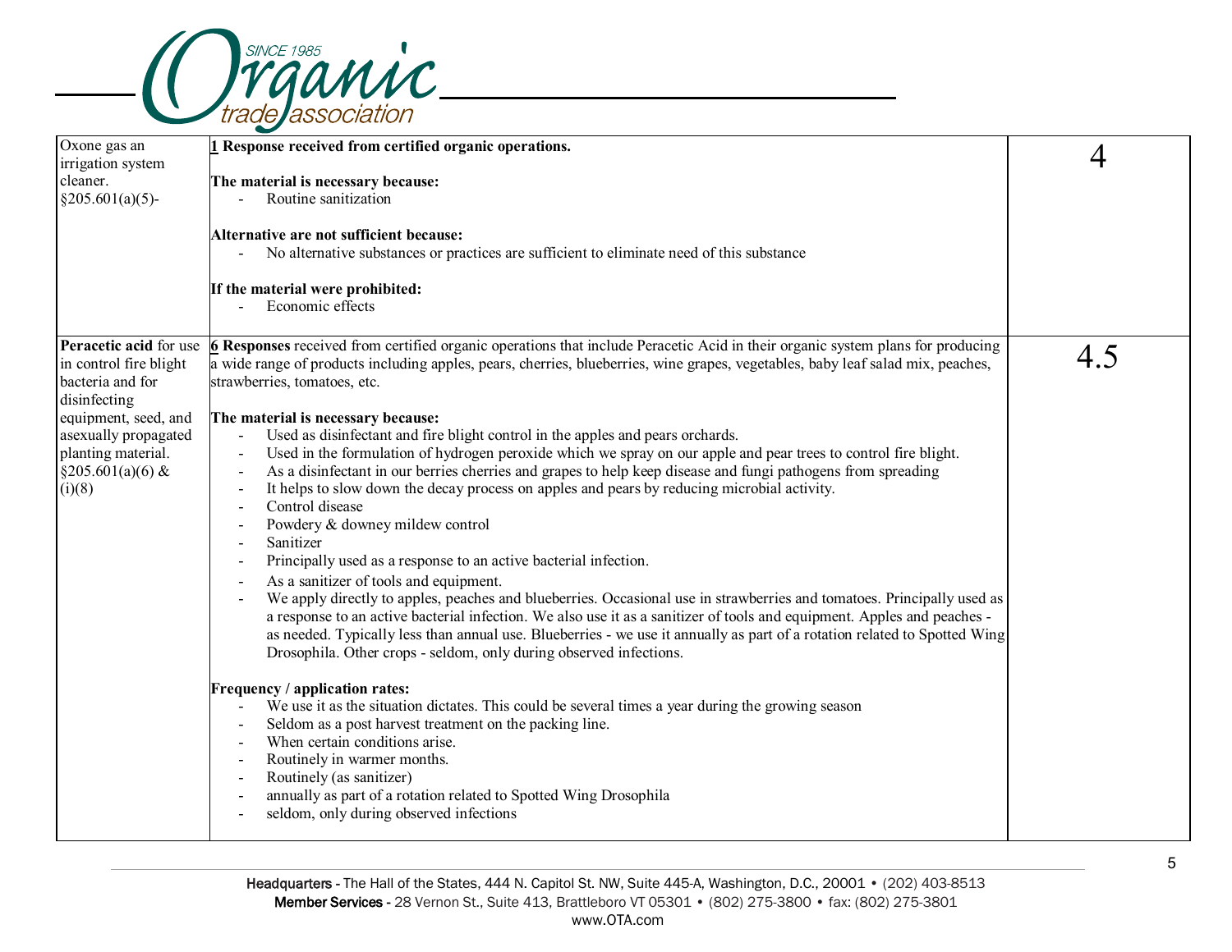| | | |
|---|---|---|
| Oxone gas an irrigation system cleaner. §205.601(a)(5)- | **1 Response received from certified organic operations.**<br><br>**The material is necessary because:**<br>- Routine sanitization<br><br>**Alternative are not sufficient because:**<br>- No alternative substances or practices are sufficient to eliminate need of this substance<br><br>**If the material were prohibited:**<br>- Economic effects | 4 |
| **Peracetic acid** for use in control fire blight bacteria and for disinfecting equipment, seed, and asexually propagated planting material. §205.601(a)(6) & (i)(8) | **6 Responses** received from certified organic operations that include Peracetic Acid in their organic system plans for producing a wide range of products including apples, pears, cherries, blueberries, wine grapes, vegetables, baby leaf salad mix, peaches, strawberries, tomatoes, etc.<br><br>**The material is necessary because:**<br>- Used as disinfectant and fire blight control in the apples and pears orchards.<br>- Used in the formulation of hydrogen peroxide which we spray on our apple and pear trees to control fire blight.<br>- As a disinfectant in our berries cherries and grapes to help keep disease and fungi pathogens from spreading<br>- It helps to slow down the decay process on apples and pears by reducing microbial activity.<br>- Control disease<br>- Powdery & downey mildew control<br>- Sanitizer<br>- Principally used as a response to an active bacterial infection.<br>- As a sanitizer of tools and equipment.<br>- We apply directly to apples, peaches and blueberries. Occasional use in strawberries and tomatoes. Principally used as a response to an active bacterial infection. We also use it as a sanitizer of tools and equipment. Apples and peaches - as needed. Typically less than annual use. Blueberries - we use it annually as part of a rotation related to Spotted Wing Drosophila. Other crops - seldom, only during observed infections.<br><br>**Frequency / application rates:**<br>- We use it as the situation dictates. This could be several times a year during the growing season<br>- Seldom as a post harvest treatment on the packing line.<br>- When certain conditions arise.<br>- Routinely in warmer months.<br>- Routinely (as sanitizer)<br>- annually as part of a rotation related to Spotted Wing Drosophila<br>- seldom, only during observed infections | 4.5 |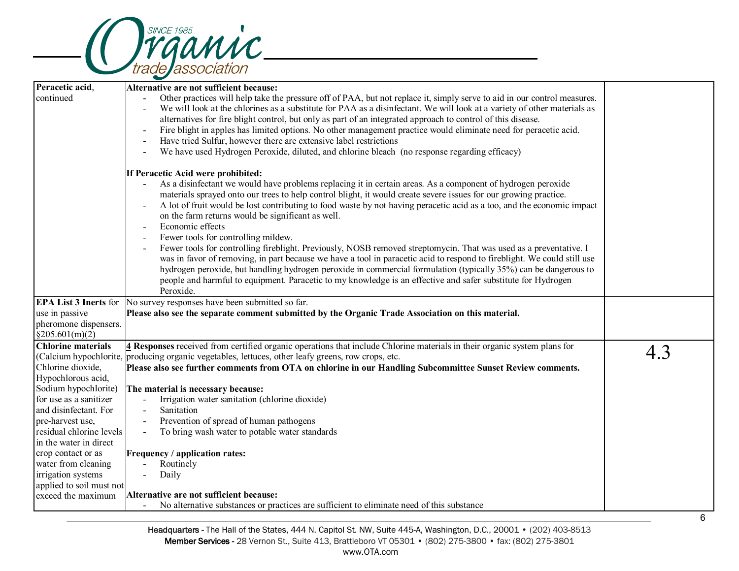| | | |
|---|---|---|
| **Peracetic acid**, continued | **Alternative are not sufficient because:**<br>- Other practices will help take the pressure off of PAA, but not replace it, simply serve to aid in our control measures.<br>- We will look at the chlorines as a substitute for PAA as a disinfectant. We will look at a variety of other materials as alternatives for fire blight control, but only as part of an integrated approach to control of this disease.<br>- Fire blight in apples has limited options. No other management practice would eliminate need for peracetic acid.<br>- Have tried Sulfur, however there are extensive label restrictions<br>- We have used Hydrogen Peroxide, diluted, and chlorine bleach (no response regarding efficacy)<br><br>**If Peracetic Acid were prohibited:**<br>- As a disinfectant we would have problems replacing it in certain areas. As a component of hydrogen peroxide materials sprayed onto our trees to help control blight, it would create severe issues for our growing practice.<br>- A lot of fruit would be lost contributing to food waste by not having peracetic acid as a too, and the economic impact on the farm returns would be significant as well.<br>- Economic effects<br>- Fewer tools for controlling mildew.<br>- Fewer tools for controlling fireblight. Previously, NOSB removed streptomycin. That was used as a preventative. I was in favor of removing, in part because we have a tool in paracetic acid to respond to fireblight. We could still use hydrogen peroxide, but handling hydrogen peroxide in commercial formulation (typically 35%) can be dangerous to people and harmful to equipment. Paracetic to my knowledge is an effective and safer substitute for Hydrogen Peroxide. | |
| **EPA List 3 Inerts** for use in passive pheromone dispensers. §205.601(m)(2) | No survey responses have been submitted so far.<br>**Please also see the separate comment submitted by the Organic Trade Association on this material.** | |
| **Chlorine materials** (Calcium hypochlorite, Chlorine dioxide, Hypochlorous acid, Sodium hypochlorite) for use as a sanitizer and disinfectant. For pre-harvest use, residual chlorine levels in the water in direct crop contact or as water from cleaning irrigation systems applied to soil must not exceed the maximum | **4 Responses** received from certified organic operations that include Chlorine materials in their organic system plans for producing organic vegetables, lettuces, other leafy greens, row crops, etc.<br>**Please also see further comments from OTA on chlorine in our Handling Subcommittee Sunset Review comments.**<br><br>**The material is necessary because:**<br>- Irrigation water sanitation (chlorine dioxide)<br>- Sanitation<br>- Prevention of spread of human pathogens<br>- To bring wash water to potable water standards<br><br>**Frequency / application rates:**<br>- Routinely<br>- Daily<br><br>**Alternative are not sufficient because:**<br>- No alternative substances or practices are sufficient to eliminate need of this substance | 4.3 |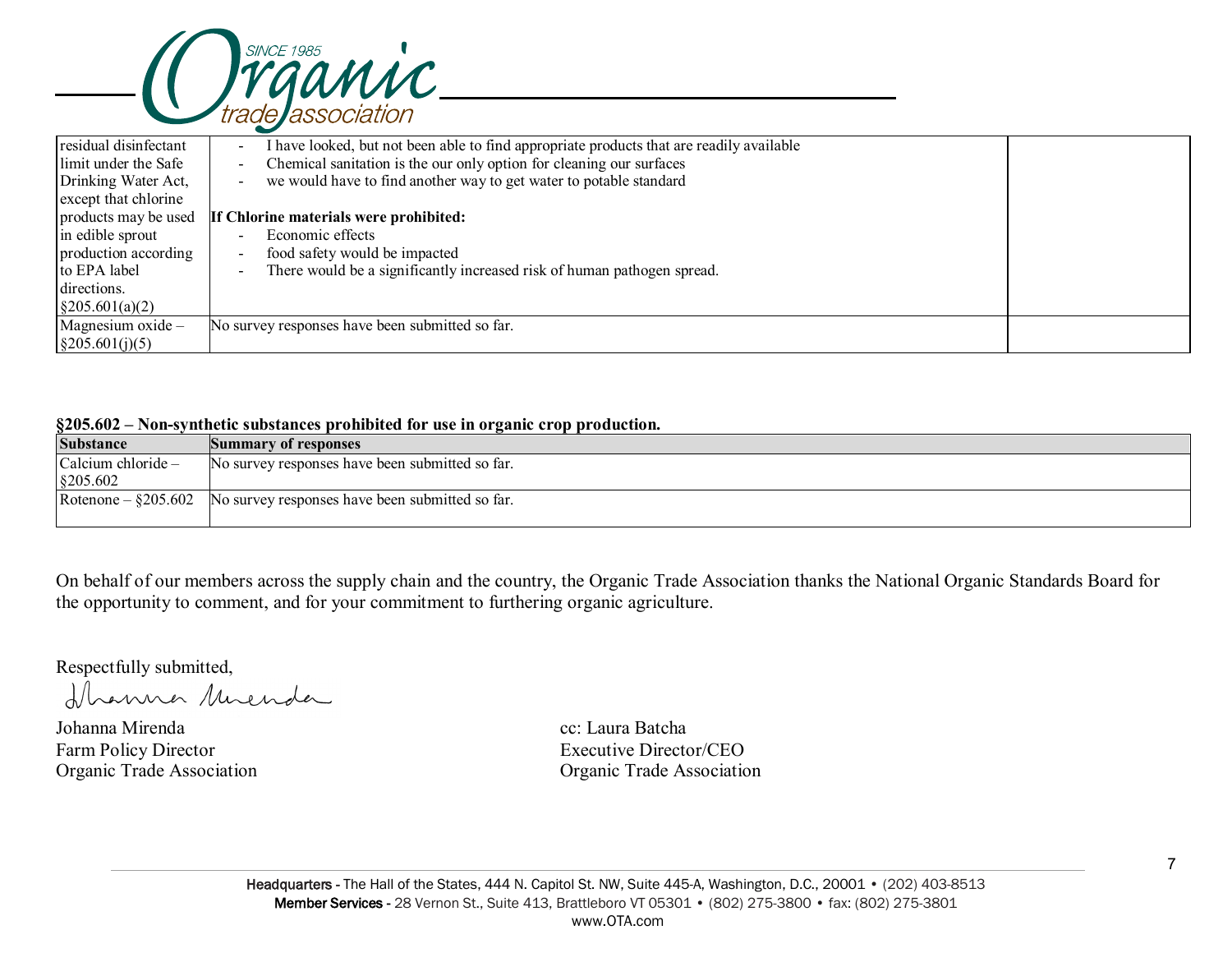| | | |
|---|---|---|
| residual disinfectant limit under the Safe Drinking Water Act, except that chlorine products may be used in edible sprout production according to EPA label directions. §205.601(a)(2) | - I have looked, but not been able to find appropriate products that are readily available<br>- Chemical sanitation is the our only option for cleaning our surfaces<br>- we would have to find another way to get water to potable standard<br><br>**If Chlorine materials were prohibited:**<br>- Economic effects<br>- food safety would be impacted<br>- There would be a significantly increased risk of human pathogen spread. | |
| Magnesium oxide – §205.601(j)(5) | No survey responses have been submitted so far. | |

**§205.602 – Non-synthetic substances prohibited for use in organic crop production.**

| Substance | Summary of responses |
|---|---|
| Calcium chloride – §205.602 | No survey responses have been submitted so far. |
| Rotenone – §205.602 | No survey responses have been submitted so far. |

On behalf of our members across the supply chain and the country, the Organic Trade Association thanks the National Organic Standards Board for the opportunity to comment, and for your commitment to furthering organic agriculture.

Respectfully submitted,

Johanna Mirenda
Farm Policy Director
Organic Trade Association

cc: Laura Batcha
Executive Director/CEO
Organic Trade Association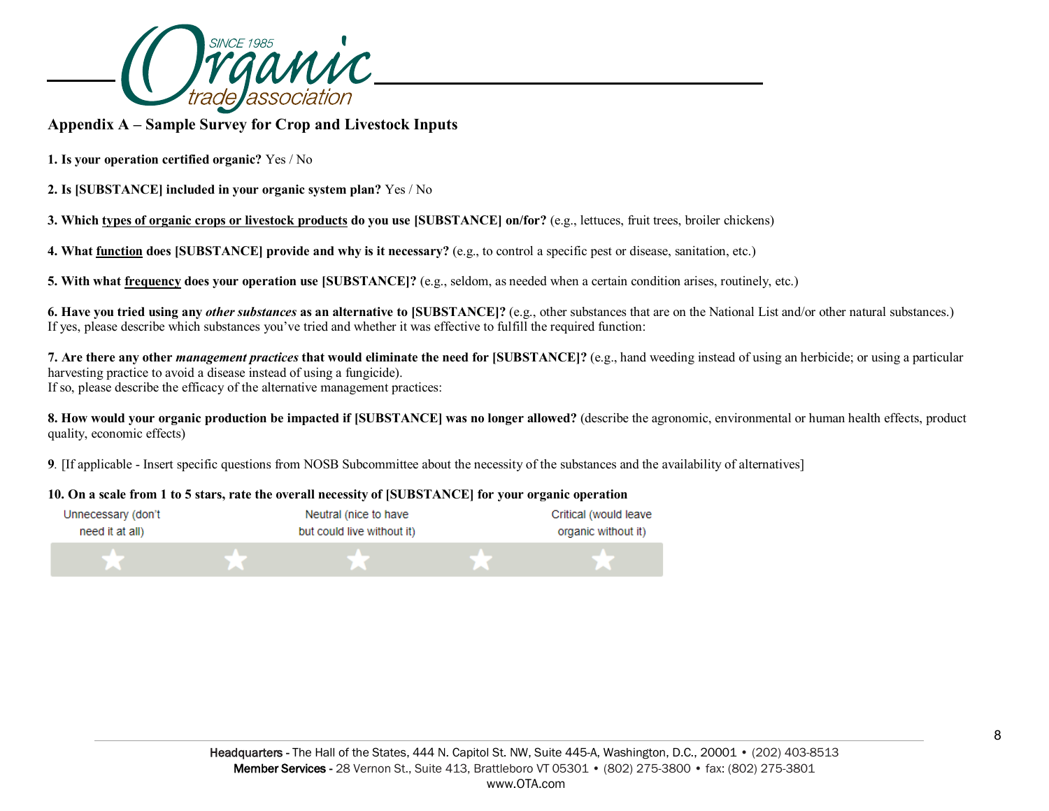## Appendix A – Sample Survey for Crop and Livestock Inputs

**1. Is your operation certified organic?** Yes / No

**2. Is [SUBSTANCE] included in your organic system plan?** Yes / No

**3. Which types of organic crops or livestock products do you use [SUBSTANCE] on/for?** (e.g., lettuces, fruit trees, broiler chickens)

**4. What function does [SUBSTANCE] provide and why is it necessary?** (e.g., to control a specific pest or disease, sanitation, etc.)

**5. With what frequency does your operation use [SUBSTANCE]?** (e.g., seldom, as needed when a certain condition arises, routinely, etc.)

**6. Have you tried using any *other substances* as an alternative to [SUBSTANCE]?** (e.g., other substances that are on the National List and/or other natural substances.)
If yes, please describe which substances you've tried and whether it was effective to fulfill the required function:

**7. Are there any other *management practices* that would eliminate the need for [SUBSTANCE]?** (e.g., hand weeding instead of using an herbicide; or using a particular harvesting practice to avoid a disease instead of using a fungicide).
If so, please describe the efficacy of the alternative management practices:

**8. How would your organic production be impacted if [SUBSTANCE] was no longer allowed?** (describe the agronomic, environmental or human health effects, product quality, economic effects)

9. [If applicable - Insert specific questions from NOSB Subcommittee about the necessity of the substances and the availability of alternatives]

**10. On a scale from 1 to 5 stars, rate the overall necessity of [SUBSTANCE] for your organic operation**

Unnecessary (don't need it at all)

Neutral (nice to have but could live without it)

Critical (would leave organic without it)

★ ★ ★ ★ ★

Headquarters - The Hall of the States, 444 N. Capitol St. NW, Suite 445-A, Washington, D.C., 20001 • (202) 403-8513
Member Services - 28 Vernon St., Suite 413, Brattleboro VT 05301 • (802) 275-3800 • fax: (802) 275-3801
www.OTA.com